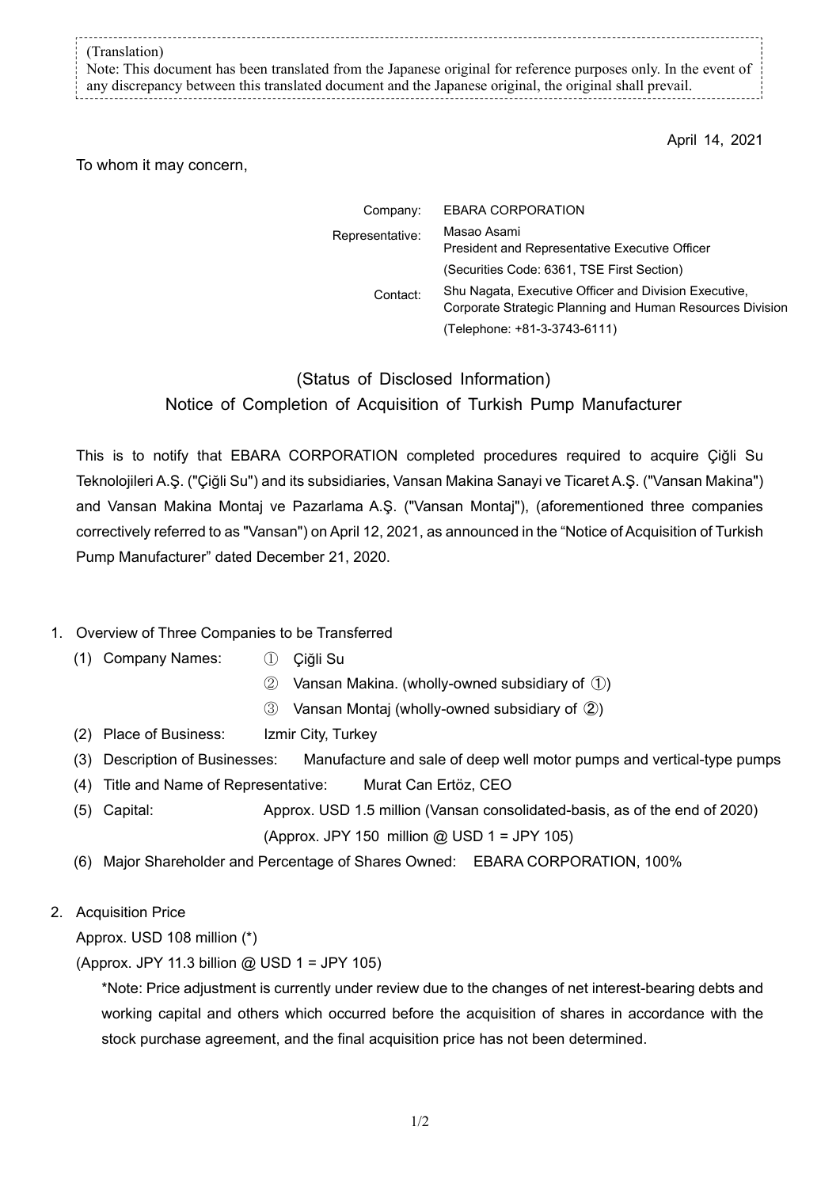(Translation)
Note: This document has been translated from the Japanese original for reference purposes only. In the event of any discrepancy between this translated document and the Japanese original, the original shall prevail.

April 14, 2021

To whom it may concern,

| | |
|---|---|
| Company: | EBARA CORPORATION |
| Representative: | Masao Asami<br>President and Representative Executive Officer<br>(Securities Code: 6361, TSE First Section) |
| Contact: | Shu Nagata, Executive Officer and Division Executive, Corporate Strategic Planning and Human Resources Division<br>(Telephone: +81-3-3743-6111) |

# (Status of Disclosed Information)
# Notice of Completion of Acquisition of Turkish Pump Manufacturer

This is to notify that EBARA CORPORATION completed procedures required to acquire Çiğli Su Teknolojileri A.Ş. ("Çiğli Su") and its subsidiaries, Vansan Makina Sanayi ve Ticaret A.Ş. ("Vansan Makina") and Vansan Makina Montaj ve Pazarlama A.Ş. ("Vansan Montaj"), (aforementioned three companies correctively referred to as "Vansan") on April 12, 2021, as announced in the "Notice of Acquisition of Turkish Pump Manufacturer" dated December 21, 2020.

1. Overview of Three Companies to be Transferred
   - (1) Company Names:
     - ① Çiğli Su
     - ② Vansan Makina. (wholly-owned subsidiary of ①)
     - ③ Vansan Montaj (wholly-owned subsidiary of ②)
   - (2) Place of Business: Izmir City, Turkey
   - (3) Description of Businesses: Manufacture and sale of deep well motor pumps and vertical-type pumps
   - (4) Title and Name of Representative: Murat Can Ertöz, CEO
   - (5) Capital: Approx. USD 1.5 million (Vansan consolidated-basis, as of the end of 2020)
     (Approx. JPY 150 million @ USD 1 = JPY 105)
   - (6) Major Shareholder and Percentage of Shares Owned: EBARA CORPORATION, 100%

2. Acquisition Price

   Approx. USD 108 million (*)

   (Approx. JPY 11.3 billion @ USD 1 = JPY 105)

   *Note: Price adjustment is currently under review due to the changes of net interest-bearing debts and working capital and others which occurred before the acquisition of shares in accordance with the stock purchase agreement, and the final acquisition price has not been determined.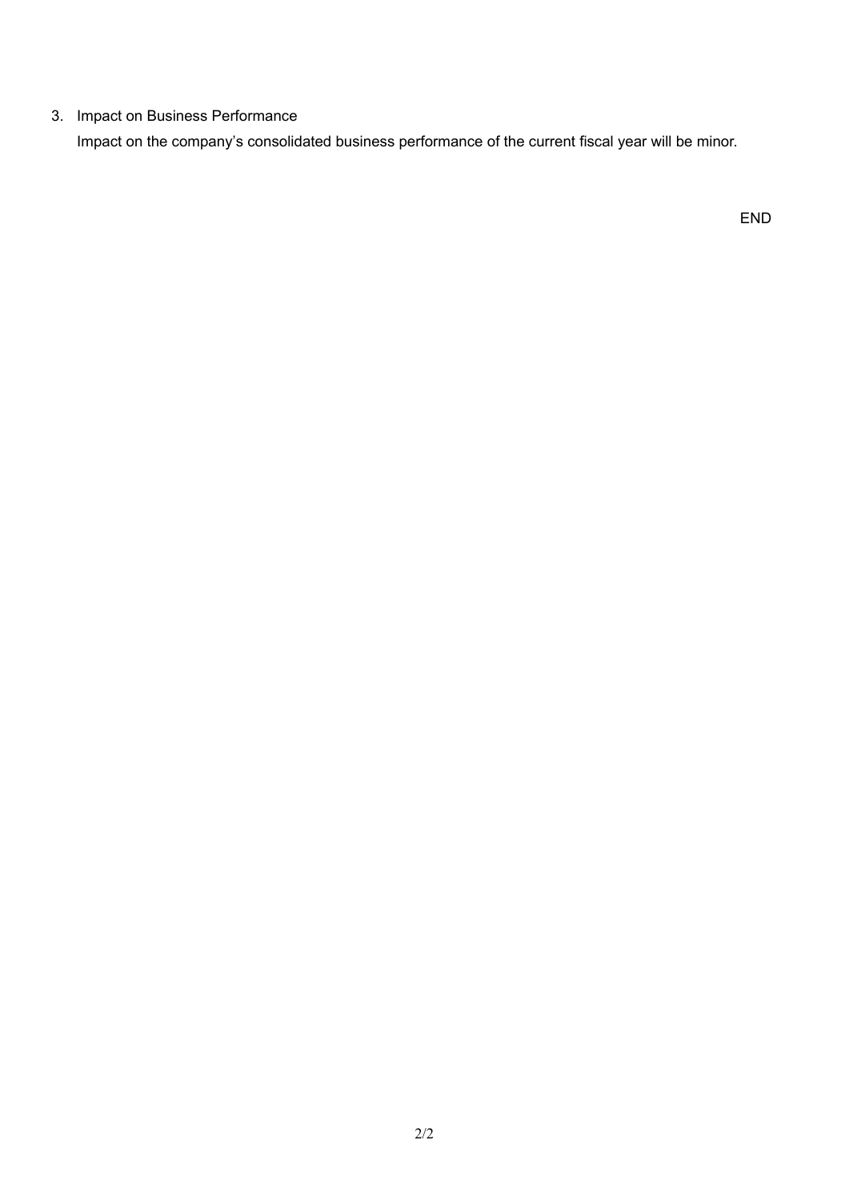3. Impact on Business Performance

   Impact on the company’s consolidated business performance of the current fiscal year will be minor.

END